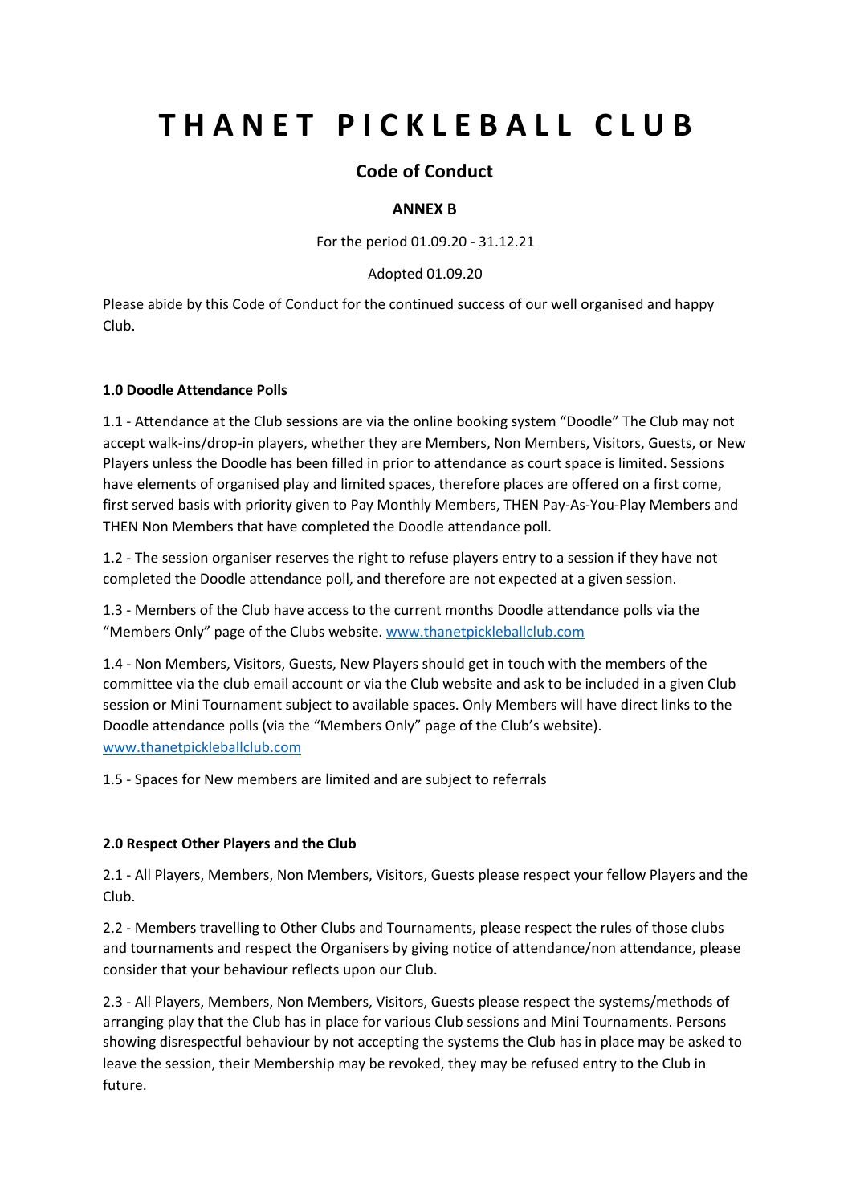# THANET PICKLEBALL CLUB

## Code of Conduct

### ANNEX B

For the period 01.09.20 - 31.12.21

Adopted 01.09.20

Please abide by this Code of Conduct for the continued success of our well organised and happy Club.

**1.0 Doodle Attendance Polls**

1.1 - Attendance at the Club sessions are via the online booking system "Doodle" The Club may not accept walk-ins/drop-in players, whether they are Members, Non Members, Visitors, Guests, or New Players unless the Doodle has been filled in prior to attendance as court space is limited. Sessions have elements of organised play and limited spaces, therefore places are offered on a first come, first served basis with priority given to Pay Monthly Members, THEN Pay-As-You-Play Members and THEN Non Members that have completed the Doodle attendance poll.

1.2 - The session organiser reserves the right to refuse players entry to a session if they have not completed the Doodle attendance poll, and therefore are not expected at a given session.

1.3 - Members of the Club have access to the current months Doodle attendance polls via the "Members Only" page of the Clubs website. [www.thanetpickleballclub.com](http://www.thanetpickleballclub.com)

1.4 - Non Members, Visitors, Guests, New Players should get in touch with the members of the committee via the club email account or via the Club website and ask to be included in a given Club session or Mini Tournament subject to available spaces. Only Members will have direct links to the Doodle attendance polls (via the "Members Only" page of the Club's website). [www.thanetpickleballclub.com](http://www.thanetpickleballclub.com)

1.5 - Spaces for New members are limited and are subject to referrals

**2.0 Respect Other Players and the Club**

2.1 - All Players, Members, Non Members, Visitors, Guests please respect your fellow Players and the Club.

2.2 - Members travelling to Other Clubs and Tournaments, please respect the rules of those clubs and tournaments and respect the Organisers by giving notice of attendance/non attendance, please consider that your behaviour reflects upon our Club.

2.3 - All Players, Members, Non Members, Visitors, Guests please respect the systems/methods of arranging play that the Club has in place for various Club sessions and Mini Tournaments. Persons showing disrespectful behaviour by not accepting the systems the Club has in place may be asked to leave the session, their Membership may be revoked, they may be refused entry to the Club in future.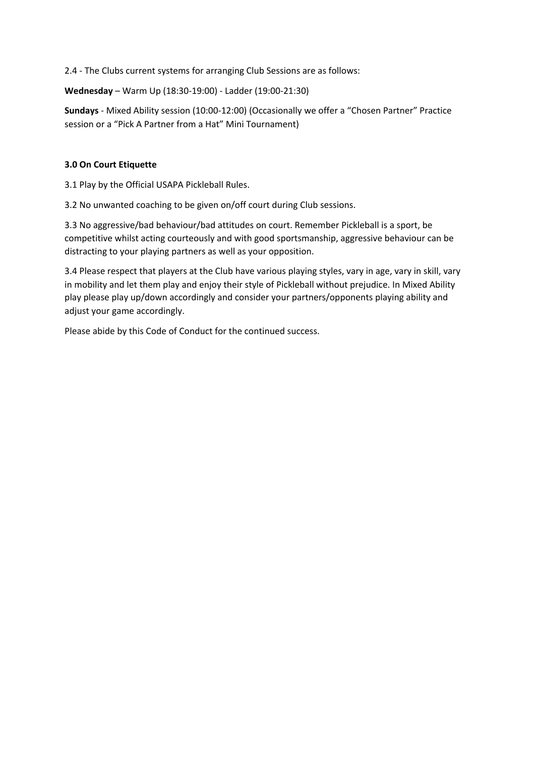2.4 - The Clubs current systems for arranging Club Sessions are as follows:

**Wednesday** – Warm Up (18:30-19:00) - Ladder (19:00-21:30)

**Sundays** - Mixed Ability session (10:00-12:00) (Occasionally we offer a "Chosen Partner" Practice session or a "Pick A Partner from a Hat" Mini Tournament)

**3.0 On Court Etiquette**

3.1 Play by the Official USAPA Pickleball Rules.

3.2 No unwanted coaching to be given on/off court during Club sessions.

3.3 No aggressive/bad behaviour/bad attitudes on court. Remember Pickleball is a sport, be competitive whilst acting courteously and with good sportsmanship, aggressive behaviour can be distracting to your playing partners as well as your opposition.

3.4 Please respect that players at the Club have various playing styles, vary in age, vary in skill, vary in mobility and let them play and enjoy their style of Pickleball without prejudice. In Mixed Ability play please play up/down accordingly and consider your partners/opponents playing ability and adjust your game accordingly.

Please abide by this Code of Conduct for the continued success.